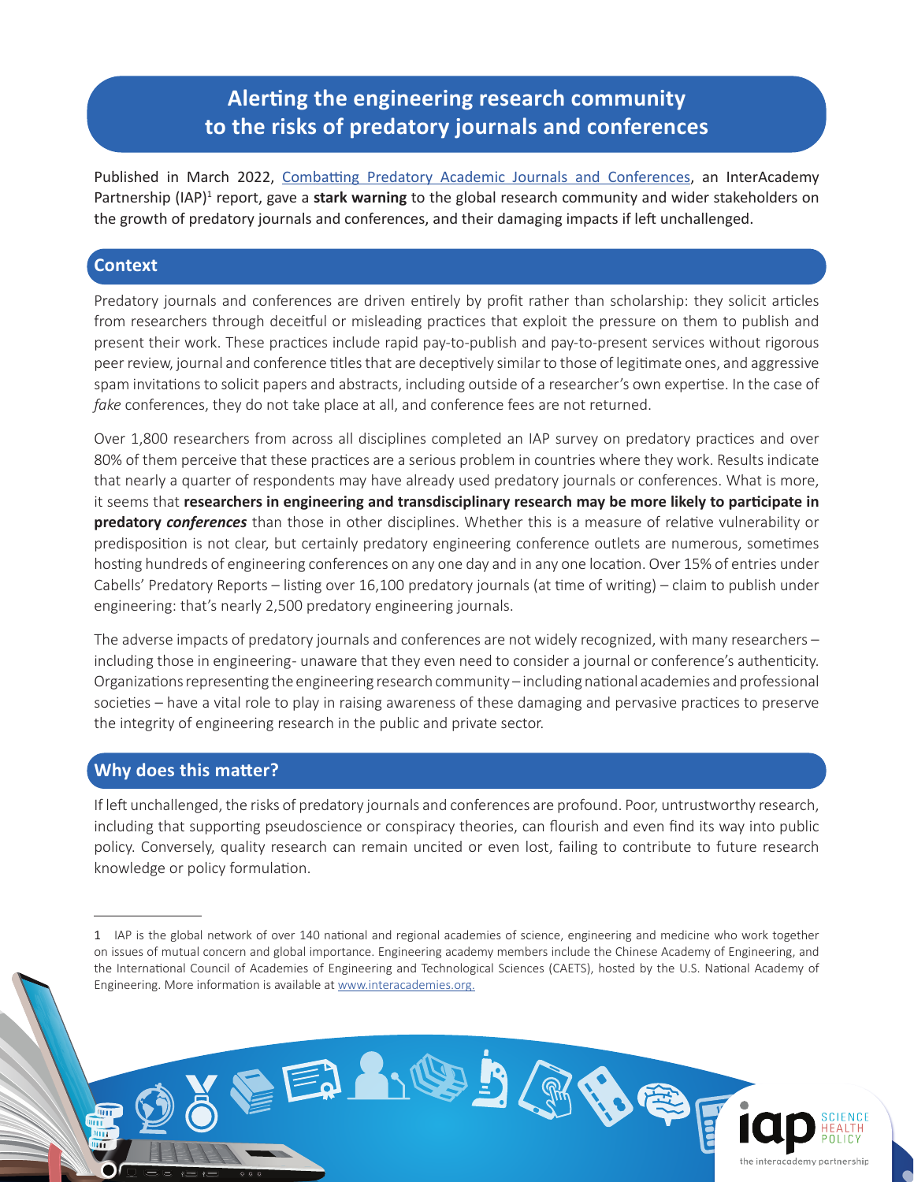# Alerting the engineering research community to the risks of predatory journals and conferences

Published in March 2022, [Combatting Predatory Academic Journals and Conferences](), an InterAcademy Partnership (IAP)[1] report, gave a **stark warning** to the global research community and wider stakeholders on the growth of predatory journals and conferences, and their damaging impacts if left unchallenged.

## Context

Predatory journals and conferences are driven entirely by profit rather than scholarship: they solicit articles from researchers through deceitful or misleading practices that exploit the pressure on them to publish and present their work. These practices include rapid pay-to-publish and pay-to-present services without rigorous peer review, journal and conference titles that are deceptively similar to those of legitimate ones, and aggressive spam invitations to solicit papers and abstracts, including outside of a researcher's own expertise. In the case of *fake* conferences, they do not take place at all, and conference fees are not returned.

Over 1,800 researchers from across all disciplines completed an IAP survey on predatory practices and over 80% of them perceive that these practices are a serious problem in countries where they work. Results indicate that nearly a quarter of respondents may have already used predatory journals or conferences. What is more, it seems that **researchers in engineering and transdisciplinary research may be more likely to participate in predatory *conferences*** than those in other disciplines. Whether this is a measure of relative vulnerability or predisposition is not clear, but certainly predatory engineering conference outlets are numerous, sometimes hosting hundreds of engineering conferences on any one day and in any one location. Over 15% of entries under Cabells' Predatory Reports – listing over 16,100 predatory journals (at time of writing) – claim to publish under engineering: that's nearly 2,500 predatory engineering journals.

The adverse impacts of predatory journals and conferences are not widely recognized, with many researchers – including those in engineering- unaware that they even need to consider a journal or conference's authenticity. Organizations representing the engineering research community – including national academies and professional societies – have a vital role to play in raising awareness of these damaging and pervasive practices to preserve the integrity of engineering research in the public and private sector.

## Why does this matter?

If left unchallenged, the risks of predatory journals and conferences are profound. Poor, untrustworthy research, including that supporting pseudoscience or conspiracy theories, can flourish and even find its way into public policy. Conversely, quality research can remain uncited or even lost, failing to contribute to future research knowledge or policy formulation.

---

1 IAP is the global network of over 140 national and regional academies of science, engineering and medicine who work together on issues of mutual concern and global importance. Engineering academy members include the Chinese Academy of Engineering, and the International Council of Academies of Engineering and Technological Sciences (CAETS), hosted by the U.S. National Academy of Engineering. More information is available at [www.interacademies.org.]()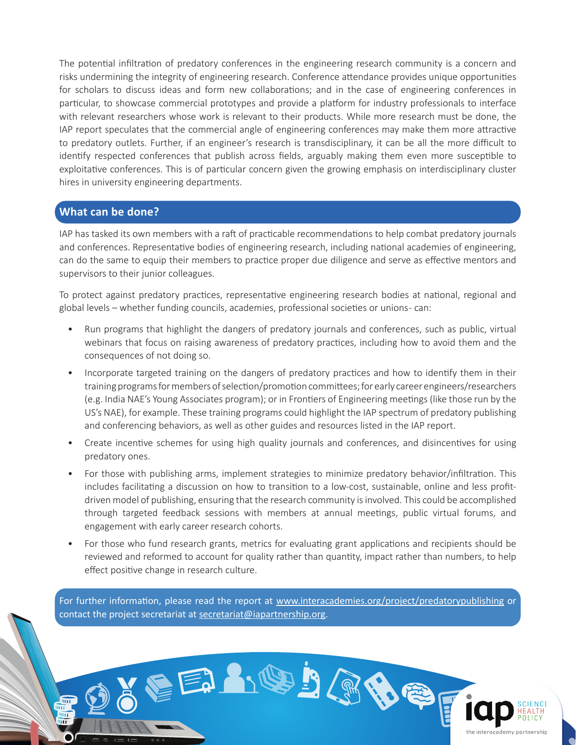The potential infiltration of predatory conferences in the engineering research community is a concern and risks undermining the integrity of engineering research. Conference attendance provides unique opportunities for scholars to discuss ideas and form new collaborations; and in the case of engineering conferences in particular, to showcase commercial prototypes and provide a platform for industry professionals to interface with relevant researchers whose work is relevant to their products. While more research must be done, the IAP report speculates that the commercial angle of engineering conferences may make them more attractive to predatory outlets. Further, if an engineer's research is transdisciplinary, it can be all the more difficult to identify respected conferences that publish across fields, arguably making them even more susceptible to exploitative conferences. This is of particular concern given the growing emphasis on interdisciplinary cluster hires in university engineering departments.

## What can be done?

IAP has tasked its own members with a raft of practicable recommendations to help combat predatory journals and conferences. Representative bodies of engineering research, including national academies of engineering, can do the same to equip their members to practice proper due diligence and serve as effective mentors and supervisors to their junior colleagues.

To protect against predatory practices, representative engineering research bodies at national, regional and global levels – whether funding councils, academies, professional societies or unions- can:

- Run programs that highlight the dangers of predatory journals and conferences, such as public, virtual webinars that focus on raising awareness of predatory practices, including how to avoid them and the consequences of not doing so.
- Incorporate targeted training on the dangers of predatory practices and how to identify them in their training programs for members of selection/promotion committees; for early career engineers/researchers (e.g. India NAE's Young Associates program); or in Frontiers of Engineering meetings (like those run by the US's NAE), for example. These training programs could highlight the IAP spectrum of predatory publishing and conferencing behaviors, as well as other guides and resources listed in the IAP report.
- Create incentive schemes for using high quality journals and conferences, and disincentives for using predatory ones.
- For those with publishing arms, implement strategies to minimize predatory behavior/infiltration. This includes facilitating a discussion on how to transition to a low-cost, sustainable, online and less profit-driven model of publishing, ensuring that the research community is involved. This could be accomplished through targeted feedback sessions with members at annual meetings, public virtual forums, and engagement with early career research cohorts.
- For those who fund research grants, metrics for evaluating grant applications and recipients should be reviewed and reformed to account for quality rather than quantity, impact rather than numbers, to help effect positive change in research culture.

For further information, please read the report at www.interacademies.org/project/predatorypublishing or contact the project secretariat at secretariat@iapartnership.org.